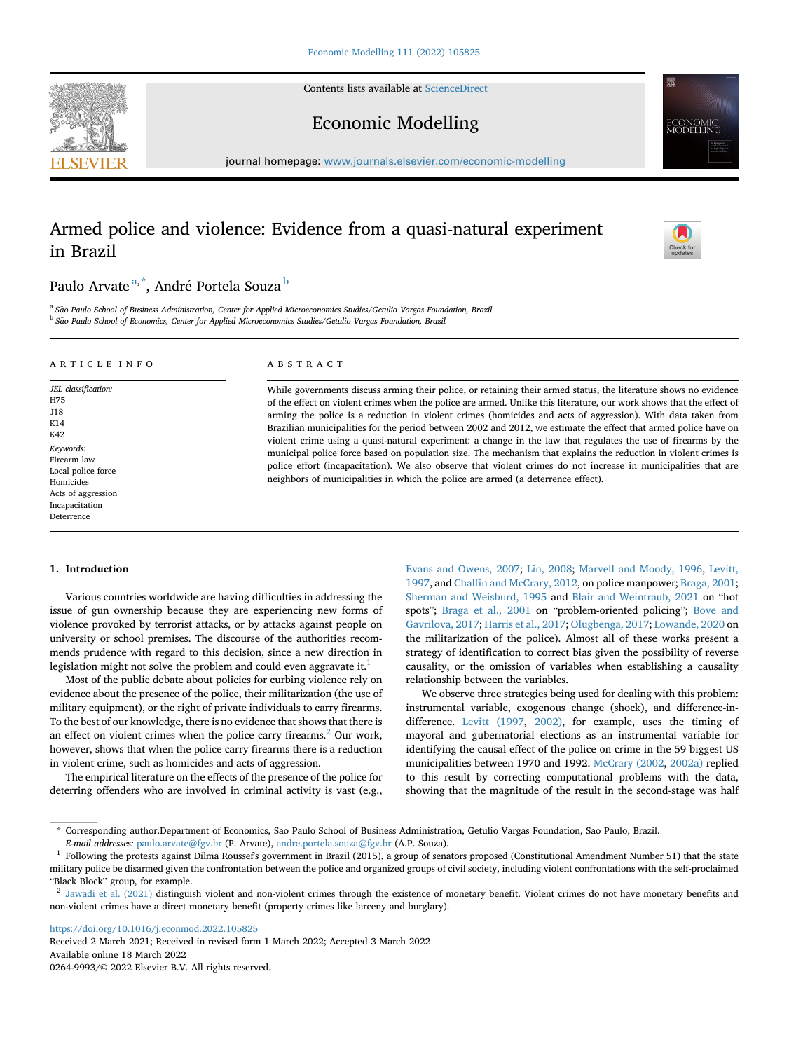# Armed police and violence: Evidence from a quasi-natural experiment in Brazil

Paulo Arvate [a,*], André Portela Souza [b]

[a] São Paulo School of Business Administration, Center for Applied Microeconomics Studies/Getulio Vargas Foundation, Brazil

[b] São Paulo School of Economics, Center for Applied Microeconomics Studies/Getulio Vargas Foundation, Brazil

**ARTICLE INFO**

*JEL classification:*
H75
J18
K14
K42

*Keywords:*
Firearm law
Local police force
Homicides
Acts of aggression
Incapacitation
Deterrence

**ABSTRACT**

While governments discuss arming their police, or retaining their armed status, the literature shows no evidence of the effect on violent crimes when the police are armed. Unlike this literature, our work shows that the effect of arming the police is a reduction in violent crimes (homicides and acts of aggression). With data taken from Brazilian municipalities for the period between 2002 and 2012, we estimate the effect that armed police have on violent crime using a quasi-natural experiment: a change in the law that regulates the use of firearms by the municipal police force based on population size. The mechanism that explains the reduction in violent crimes is police effort (incapacitation). We also observe that violent crimes do not increase in municipalities that are neighbors of municipalities in which the police are armed (a deterrence effect).

## 1. Introduction

Various countries worldwide are having difficulties in addressing the issue of gun ownership because they are experiencing new forms of violence provoked by terrorist attacks, or by attacks against people on university or school premises. The discourse of the authorities recommends prudence with regard to this decision, since a new direction in legislation might not solve the problem and could even aggravate it.[1]

Most of the public debate about policies for curbing violence rely on evidence about the presence of the police, their militarization (the use of military equipment), or the right of private individuals to carry firearms. To the best of our knowledge, there is no evidence that shows that there is an effect on violent crimes when the police carry firearms.[2] Our work, however, shows that when the police carry firearms there is a reduction in violent crime, such as homicides and acts of aggression.

The empirical literature on the effects of the presence of the police for deterring offenders who are involved in criminal activity is vast (e.g., Evans and Owens, 2007; Lin, 2008; Marvell and Moody, 1996, Levitt, 1997, and Chalfin and McCrary, 2012, on police manpower; Braga, 2001; Sherman and Weisburd, 1995 and Blair and Weintraub, 2021 on "hot spots"; Braga et al., 2001 on "problem-oriented policing"; Bove and Gavrilova, 2017; Harris et al., 2017; Olugbenga, 2017; Lowande, 2020 on the militarization of the police). Almost all of these works present a strategy of identification to correct bias given the possibility of reverse causality, or the omission of variables when establishing a causality relationship between the variables.

We observe three strategies being used for dealing with this problem: instrumental variable, exogenous change (shock), and difference-in-difference. Levitt (1997, 2002), for example, uses the timing of mayoral and gubernatorial elections as an instrumental variable for identifying the causal effect of the police on crime in the 59 biggest US municipalities between 1970 and 1992. McCrary (2002, 2002a) replied to this result by correcting computational problems with the data, showing that the magnitude of the result in the second-stage was half

* Corresponding author.Department of Economics, São Paulo School of Business Administration, Getulio Vargas Foundation, São Paulo, Brazil.
*E-mail addresses:* paulo.arvate@fgv.br (P. Arvate), andre.portela.souza@fgv.br (A.P. Souza).

[1] Following the protests against Dilma Roussef's government in Brazil (2015), a group of senators proposed (Constitutional Amendment Number 51) that the state military police be disarmed given the confrontation between the police and organized groups of civil society, including violent confrontations with the self-proclaimed "Black Block" group, for example.

[2] Jawadi et al. (2021) distinguish violent and non-violent crimes through the existence of monetary benefit. Violent crimes do not have monetary benefits and non-violent crimes have a direct monetary benefit (property crimes like larceny and burglary).

https://doi.org/10.1016/j.econmod.2022.105825
Received 2 March 2021; Received in revised form 1 March 2022; Accepted 3 March 2022
Available online 18 March 2022
0264-9993/© 2022 Elsevier B.V. All rights reserved.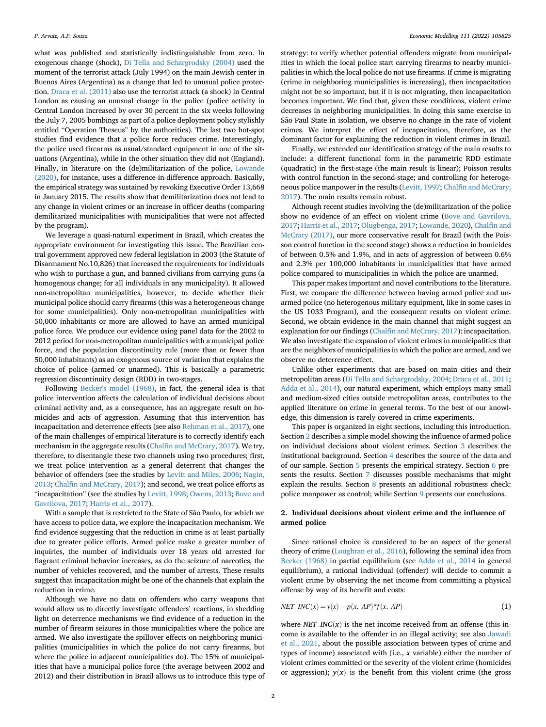what was published and statistically indistinguishable from zero. In exogenous change (shock), Di Tella and Schargrodsky (2004) used the moment of the terrorist attack (July 1994) on the main Jewish center in Buenos Aires (Argentina) as a change that led to unusual police protection. Draca et al. (2011) also use the terrorist attack (a shock) in Central London as causing an unusual change in the police (police activity in Central London increased by over 30 percent in the six weeks following the July 7, 2005 bombings as part of a police deployment policy stylishly entitled "Operation Theseus" by the authorities). The last two hot-spot studies find evidence that a police force reduces crime. Interestingly, the police used firearms as usual/standard equipment in one of the situations (Argentina), while in the other situation they did not (England). Finally, in literature on the (de)militarization of the police, Lowande (2020), for instance, uses a difference-in-difference approach. Basically, the empirical strategy was sustained by revoking Executive Order 13,668 in January 2015. The results show that demilitarization does not lead to any change in violent crimes or an increase in officer deaths (comparing demilitarized municipalities with municipalities that were not affected by the program).

We leverage a quasi-natural experiment in Brazil, which creates the appropriate environment for investigating this issue. The Brazilian central government approved new federal legislation in 2003 (the Statute of Disarmament No.10,826) that increased the requirements for individuals who wish to purchase a gun, and banned civilians from carrying guns (a homogenous change; for all individuals in any municipality). It allowed non-metropolitan municipalities, however, to decide whether their municipal police should carry firearms (this was a heterogeneous change for some municipalities). Only non-metropolitan municipalities with 50,000 inhabitants or more are allowed to have an armed municipal police force. We produce our evidence using panel data for the 2002 to 2012 period for non-metropolitan municipalities with a municipal police force, and the population discontinuity rule (more than or fewer than 50,000 inhabitants) as an exogenous source of variation that explains the choice of police (armed or unarmed). This is basically a parametric regression discontinuity design (RDD) in two-stages.

Following Becker's model (1968), in fact, the general idea is that police intervention affects the calculation of individual decisions about criminal activity and, as a consequence, has an aggregate result on homicides and acts of aggression. Assuming that this intervention has incapacitation and deterrence effects (see also Rehman et al., 2017), one of the main challenges of empirical literature is to correctly identify each mechanism in the aggregate results (Chalfin and McCrary, 2017). We try, therefore, to disentangle these two channels using two procedures; first, we treat police intervention as a general deterrent that changes the behavior of offenders (see the studies by Levitt and Miles, 2006; Nagin, 2013; Chalfin and McCrary, 2017); and second, we treat police efforts as "incapacitation" (see the studies by Levitt, 1998; Owens, 2013; Bove and Gavrilova, 2017; Harris et al., 2017).

With a sample that is restricted to the State of São Paulo, for which we have access to police data, we explore the incapacitation mechanism. We find evidence suggesting that the reduction in crime is at least partially due to greater police efforts. Armed police make a greater number of inquiries, the number of individuals over 18 years old arrested for flagrant criminal behavior increases, as do the seizure of narcotics, the number of vehicles recovered, and the number of arrests. These results suggest that incapacitation might be one of the channels that explain the reduction in crime.

Although we have no data on offenders who carry weapons that would allow us to directly investigate offenders' reactions, in shedding light on deterrence mechanisms we find evidence of a reduction in the number of firearm seizures in those municipalities where the police are armed. We also investigate the spillover effects on neighboring municipalities (municipalities in which the police do not carry firearms, but where the police in adjacent municipalities do). The 15% of municipalities that have a municipal police force (the average between 2002 and 2012) and their distribution in Brazil allows us to introduce this type of strategy: to verify whether potential offenders migrate from municipalities in which the local police start carrying firearms to nearby municipalities in which the local police do not use firearms. If crime is migrating (crime in neighboring municipalities is increasing), then incapacitation might not be so important, but if it is not migrating, then incapacitation becomes important. We find that, given these conditions, violent crime decreases in neighboring municipalities. In doing this same exercise in São Paul State in isolation, we observe no change in the rate of violent crimes. We interpret the effect of incapacitation, therefore, as the dominant factor for explaining the reduction in violent crimes in Brazil.

Finally, we extended our identification strategy of the main results to include: a different functional form in the parametric RDD estimate (quadratic) in the first-stage (the main result is linear); Poisson results with control function in the second-stage; and controlling for heterogeneous police manpower in the results (Levitt, 1997; Chalfin and McCrary, 2017). The main results remain robust.

Although recent studies involving the (de)militarization of the police show no evidence of an effect on violent crime (Bove and Gavrilova, 2017; Harris et al., 2017; Olugbenga, 2017; Lowande, 2020), Chalfin and McCrary (2017), our more conservative result for Brazil (with the Poisson control function in the second stage) shows a reduction in homicides of between 0.5% and 1.9%, and in acts of aggression of between 0.6% and 2.3% per 100,000 inhabitants in municipalities that have armed police compared to municipalities in which the police are unarmed.

This paper makes important and novel contributions to the literature. First, we compare the difference between having armed police and unarmed police (no heterogeneous military equipment, like in some cases in the US 1033 Program), and the consequent results on violent crime. Second, we obtain evidence in the main channel that might suggest an explanation for our findings (Chalfin and McCrary, 2017): incapacitation. We also investigate the expansion of violent crimes in municipalities that are the neighbors of municipalities in which the police are armed, and we observe no deterrence effect.

Unlike other experiments that are based on main cities and their metropolitan areas (Di Tella and Schargrodsky, 2004; Draca et al., 2011; Adda et al., 2014), our natural experiment, which employs many small and medium-sized cities outside metropolitan areas, contributes to the applied literature on crime in general terms. To the best of our knowledge, this dimension is rarely covered in crime experiments.

This paper is organized in eight sections, including this introduction. Section 2 describes a simple model showing the influence of armed police on individual decisions about violent crimes. Section 3 describes the institutional background. Section 4 describes the source of the data and of our sample. Section 5 presents the empirical strategy. Section 6 presents the results. Section 7 discusses possible mechanisms that might explain the results. Section 8 presents an additional robustness check: police manpower as control; while Section 9 presents our conclusions.

## 2. Individual decisions about violent crime and the influence of armed police

Since rational choice is considered to be an aspect of the general theory of crime (Loughran et al., 2016), following the seminal idea from Becker (1968) in partial equilibrium (see Adda et al., 2014 in general equilibrium), a rational individual (offender) will decide to commit a violent crime by observing the net income from committing a physical offense by way of its benefit and costs:

$$NET\_INC(x) = y(x) - p(x, AP)*f(x, AP) \tag{1}$$

where $NET\_INC(x)$ is the net income received from an offense (this income is available to the offender in an illegal activity; see also Jawadi et al., 2021, about the possible association between types of crime and types of income) associated with (i.e., $x$ variable) either the number of violent crimes committed or the severity of the violent crime (homicides or aggression); $y(x)$ is the benefit from this violent crime (the gross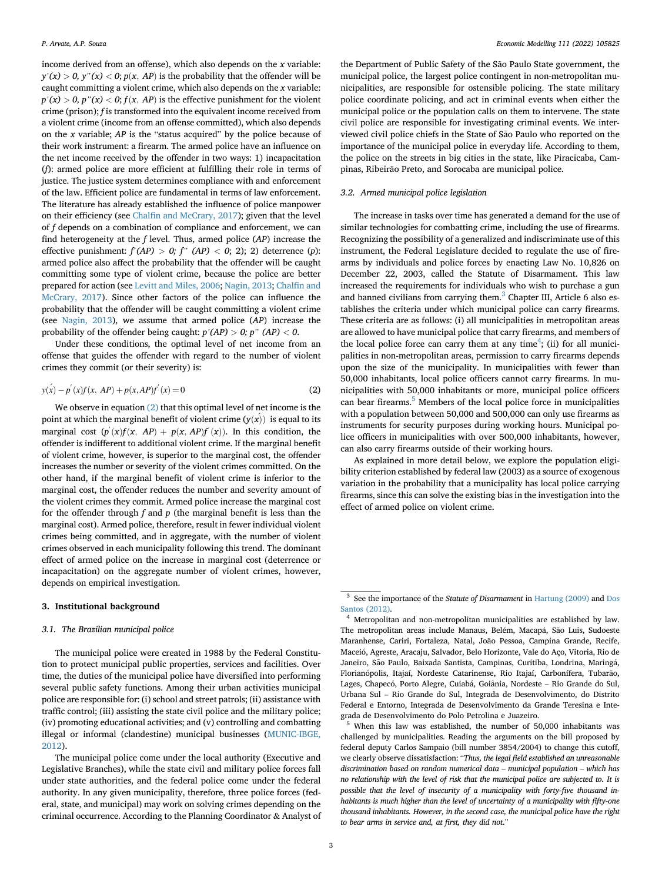income derived from an offense), which also depends on the $x$ variable: $y'(x) > 0$, $y''(x) < 0$; $p(x, AP)$ is the probability that the offender will be caught committing a violent crime, which also depends on the $x$ variable: $p'(x) > 0$, $p''(x) < 0$; $f(x, AP)$ is the effective punishment for the violent crime (prison); $f$ is transformed into the equivalent income received from a violent crime (income from an offense committed), which also depends on the $x$ variable; $AP$ is the "status acquired" by the police because of their work instrument: a firearm. The armed police have an influence on the net income received by the offender in two ways: 1) incapacitation ($f$): armed police are more efficient at fulfilling their role in terms of justice. The justice system determines compliance with and enforcement of the law. Efficient police are fundamental in terms of law enforcement. The literature has already established the influence of police manpower on their efficiency (see Chalfin and McCrary, 2017); given that the level of $f$ depends on a combination of compliance and enforcement, we can find heterogeneity at the $f$ level. Thus, armed police ($AP$) increase the effective punishment: $f'(AP) > 0$; $f''(AP) < 0$; 2) deterrence ($p$): armed police also affect the probability that the offender will be caught committing some type of violent crime, because the police are better prepared for action (see Levitt and Miles, 2006; Nagin, 2013; Chalfin and McCrary, 2017). Since other factors of the police can influence the probability that the offender will be caught committing a violent crime (see Nagin, 2013), we assume that armed police ($AP$) increase the probability of the offender being caught: $p'(AP) > 0$; $p''(AP) < 0$.

Under these conditions, the optimal level of net income from an offense that guides the offender with regard to the number of violent crimes they commit (or their severity) is:

$$y(\acute{x}) - p'(x)f(x, AP) + p(x, AP)f'(x) = 0 \tag{2}$$

We observe in equation (2) that this optimal level of net income is the point at which the marginal benefit of violent crime ($y(\acute{x})$) is equal to its marginal cost ($p'(x)f(x, AP) + p(x, AP)f'(x)$). In this condition, the offender is indifferent to additional violent crime. If the marginal benefit of violent crime, however, is superior to the marginal cost, the offender increases the number or severity of the violent crimes committed. On the other hand, if the marginal benefit of violent crime is inferior to the marginal cost, the offender reduces the number and severity amount of the violent crimes they commit. Armed police increase the marginal cost for the offender through $f$ and $p$ (the marginal benefit is less than the marginal cost). Armed police, therefore, result in fewer individual violent crimes being committed, and in aggregate, with the number of violent crimes observed in each municipality following this trend. The dominant effect of armed police on the increase in marginal cost (deterrence or incapacitation) on the aggregate number of violent crimes, however, depends on empirical investigation.

## 3. Institutional background

### 3.1. The Brazilian municipal police

The municipal police were created in 1988 by the Federal Constitution to protect municipal public properties, services and facilities. Over time, the duties of the municipal police have diversified into performing several public safety functions. Among their urban activities municipal police are responsible for: (i) school and street patrols; (ii) assistance with traffic control; (iii) assisting the state civil police and the military police; (iv) promoting educational activities; and (v) controlling and combatting illegal or informal (clandestine) municipal businesses (MUNIC-IBGE, 2012).

The municipal police come under the local authority (Executive and Legislative Branches), while the state civil and military police forces fall under state authorities, and the federal police come under the federal authority. In any given municipality, therefore, three police forces (federal, state, and municipal) may work on solving crimes depending on the criminal occurrence. According to the Planning Coordinator & Analyst of the Department of Public Safety of the São Paulo State government, the municipal police, the largest police contingent in non-metropolitan municipalities, are responsible for ostensible policing. The state military police coordinate policing, and act in criminal events when either the municipal police or the population calls on them to intervene. The state civil police are responsible for investigating criminal events. We interviewed civil police chiefs in the State of São Paulo who reported on the importance of the municipal police in everyday life. According to them, the police on the streets in big cities in the state, like Piracicaba, Campinas, Ribeirão Preto, and Sorocaba are municipal police.

### 3.2. Armed municipal police legislation

The increase in tasks over time has generated a demand for the use of similar technologies for combatting crime, including the use of firearms. Recognizing the possibility of a generalized and indiscriminate use of this instrument, the Federal Legislature decided to regulate the use of firearms by individuals and police forces by enacting Law No. 10,826 on December 22, 2003, called the Statute of Disarmament. This law increased the requirements for individuals who wish to purchase a gun and banned civilians from carrying them.[3] Chapter III, Article 6 also establishes the criteria under which municipal police can carry firearms. These criteria are as follows: (i) all municipalities in metropolitan areas are allowed to have municipal police that carry firearms, and members of the local police force can carry them at any time[4]; (ii) for all municipalities in non-metropolitan areas, permission to carry firearms depends upon the size of the municipality. In municipalities with fewer than 50,000 inhabitants, local police officers cannot carry firearms. In municipalities with 50,000 inhabitants or more, municipal police officers can bear firearms.[5] Members of the local police force in municipalities with a population between 50,000 and 500,000 can only use firearms as instruments for security purposes during working hours. Municipal police officers in municipalities with over 500,000 inhabitants, however, can also carry firearms outside of their working hours.

As explained in more detail below, we explore the population eligibility criterion established by federal law (2003) as a source of exogenous variation in the probability that a municipality has local police carrying firearms, since this can solve the existing bias in the investigation into the effect of armed police on violent crime.

---

[3] See the importance of the *Statute of Disarmament* in Hartung (2009) and Dos Santos (2012).

[4] Metropolitan and non-metropolitan municipalities are established by law. The metropolitan areas include Manaus, Belém, Macapá, São Luis, Sudoeste Maranhense, Cariri, Fortaleza, Natal, João Pessoa, Campina Grande, Recife, Maceió, Agreste, Aracaju, Salvador, Belo Horizonte, Vale do Aço, Vitoria, Rio de Janeiro, São Paulo, Baixada Santista, Campinas, Curitiba, Londrina, Maringá, Florianópolis, Itajaí, Nordeste Catarinense, Rio Itajaí, Carbonífera, Tubarão, Lages, Chapecó, Porto Alegre, Cuiabá, Goiânia, Nordeste – Rio Grande do Sul, Urbana Sul – Rio Grande do Sul, Integrada de Desenvolvimento, do Distrito Federal e Entorno, Integrada de Desenvolvimento da Grande Teresina e Integrada de Desenvolvimento do Polo Petrolina e Juazeiro.

[5] When this law was established, the number of 50,000 inhabitants was challenged by municipalities. Reading the arguments on the bill proposed by federal deputy Carlos Sampaio (bill number 3854/2004) to change this cutoff, we clearly observe dissatisfaction: "*Thus, the legal field established an unreasonable discrimination based on random numerical data – municipal population – which has no relationship with the level of risk that the municipal police are subjected to. It is possible that the level of insecurity of a municipality with forty-five thousand inhabitants is much higher than the level of uncertainty of a municipality with fifty-one thousand inhabitants. However, in the second case, the municipal police have the right to bear arms in service and, at first, they did not.*"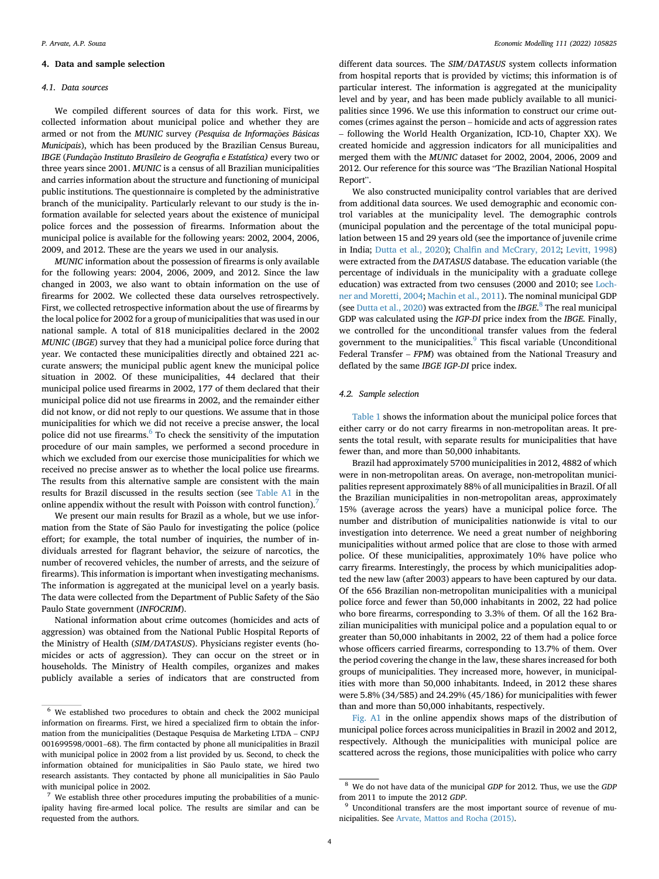## 4. Data and sample selection

### 4.1. Data sources

We compiled different sources of data for this work. First, we collected information about municipal police and whether they are armed or not from the *MUNIC* survey *(Pesquisa de Informações Básicas Municipais*), which has been produced by the Brazilian Census Bureau, *IBGE* (*Fundação Instituto Brasileiro de Geografia e Estatística)* every two or three years since 2001. *MUNIC* is a census of all Brazilian municipalities and carries information about the structure and functioning of municipal public institutions. The questionnaire is completed by the administrative branch of the municipality. Particularly relevant to our study is the information available for selected years about the existence of municipal police forces and the possession of firearms. Information about the municipal police is available for the following years: 2002, 2004, 2006, 2009, and 2012. These are the years we used in our analysis.

*MUNIC* information about the possession of firearms is only available for the following years: 2004, 2006, 2009, and 2012. Since the law changed in 2003, we also want to obtain information on the use of firearms for 2002. We collected these data ourselves retrospectively. First, we collected retrospective information about the use of firearms by the local police for 2002 for a group of municipalities that was used in our national sample. A total of 818 municipalities declared in the 2002 *MUNIC* (*IBGE*) survey that they had a municipal police force during that year. We contacted these municipalities directly and obtained 221 accurate answers; the municipal public agent knew the municipal police situation in 2002. Of these municipalities, 44 declared that their municipal police used firearms in 2002, 177 of them declared that their municipal police did not use firearms in 2002, and the remainder either did not know, or did not reply to our questions. We assume that in those municipalities for which we did not receive a precise answer, the local police did not use firearms.[6] To check the sensitivity of the imputation procedure of our main samples, we performed a second procedure in which we excluded from our exercise those municipalities for which we received no precise answer as to whether the local police use firearms. The results from this alternative sample are consistent with the main results for Brazil discussed in the results section (see Table A1 in the online appendix without the result with Poisson with control function).[7]

We present our main results for Brazil as a whole, but we use information from the State of São Paulo for investigating the police (police effort; for example, the total number of inquiries, the number of individuals arrested for flagrant behavior, the seizure of narcotics, the number of recovered vehicles, the number of arrests, and the seizure of firearms). This information is important when investigating mechanisms. The information is aggregated at the municipal level on a yearly basis. The data were collected from the Department of Public Safety of the São Paulo State government (*INFOCRIM*).

National information about crime outcomes (homicides and acts of aggression) was obtained from the National Public Hospital Reports of the Ministry of Health (*SIM/DATASUS*). Physicians register events (homicides or acts of aggression). They can occur on the street or in households. The Ministry of Health compiles, organizes and makes publicly available a series of indicators that are constructed from different data sources. The *SIM/DATASUS* system collects information from hospital reports that is provided by victims; this information is of particular interest. The information is aggregated at the municipality level and by year, and has been made publicly available to all municipalities since 1996. We use this information to construct our crime outcomes (crimes against the person – homicide and acts of aggression rates – following the World Health Organization, ICD-10, Chapter XX). We created homicide and aggression indicators for all municipalities and merged them with the *MUNIC* dataset for 2002, 2004, 2006, 2009 and 2012. Our reference for this source was "The Brazilian National Hospital Report".

We also constructed municipality control variables that are derived from additional data sources. We used demographic and economic control variables at the municipality level. The demographic controls (municipal population and the percentage of the total municipal population between 15 and 29 years old (see the importance of juvenile crime in India; Dutta et al., 2020); Chalfin and McCrary, 2012; Levitt, 1998) were extracted from the *DATASUS* database. The education variable (the percentage of individuals in the municipality with a graduate college education) was extracted from two censuses (2000 and 2010; see Lochner and Moretti, 2004; Machin et al., 2011). The nominal municipal GDP (see Dutta et al., 2020) was extracted from the *IBGE*.[8] The real municipal GDP was calculated using the *IGP-DI* price index from the *IBGE*. Finally, we controlled for the unconditional transfer values from the federal government to the municipalities.[9] This fiscal variable (Unconditional Federal Transfer – *FPM*) was obtained from the National Treasury and deflated by the same *IBGE IGP-DI* price index.

### 4.2. Sample selection

Table 1 shows the information about the municipal police forces that either carry or do not carry firearms in non-metropolitan areas. It presents the total result, with separate results for municipalities that have fewer than, and more than 50,000 inhabitants.

Brazil had approximately 5700 municipalities in 2012, 4882 of which were in non-metropolitan areas. On average, non-metropolitan municipalities represent approximately 88% of all municipalities in Brazil. Of all the Brazilian municipalities in non-metropolitan areas, approximately 15% (average across the years) have a municipal police force. The number and distribution of municipalities nationwide is vital to our investigation into deterrence. We need a great number of neighboring municipalities without armed police that are close to those with armed police. Of these municipalities, approximately 10% have police who carry firearms. Interestingly, the process by which municipalities adopted the new law (after 2003) appears to have been captured by our data. Of the 656 Brazilian non-metropolitan municipalities with a municipal police force and fewer than 50,000 inhabitants in 2002, 22 had police who bore firearms, corresponding to 3.3% of them. Of all the 162 Brazilian municipalities with municipal police and a population equal to or greater than 50,000 inhabitants in 2002, 22 of them had a police force whose officers carried firearms, corresponding to 13.7% of them. Over the period covering the change in the law, these shares increased for both groups of municipalities. They increased more, however, in municipalities with more than 50,000 inhabitants. Indeed, in 2012 these shares were 5.8% (34/585) and 24.29% (45/186) for municipalities with fewer than and more than 50,000 inhabitants, respectively.

Fig. A1 in the online appendix shows maps of the distribution of municipal police forces across municipalities in Brazil in 2002 and 2012, respectively. Although the municipalities with municipal police are scattered across the regions, those municipalities with police who carry

---

[6] We established two procedures to obtain and check the 2002 municipal information on firearms. First, we hired a specialized firm to obtain the information from the municipalities (Destaque Pesquisa de Marketing LTDA – CNPJ 001699598/0001–68). The firm contacted by phone all municipalities in Brazil with municipal police in 2002 from a list provided by us. Second, to check the information obtained for municipalities in São Paulo state, we hired two research assistants. They contacted by phone all municipalities in São Paulo with municipal police in 2002.

[7] We establish three other procedures imputing the probabilities of a municipality having fire-armed local police. The results are similar and can be requested from the authors.

[8] We do not have data of the municipal *GDP* for 2012. Thus, we use the *GDP* from 2011 to impute the 2012 *GDP*.

[9] Unconditional transfers are the most important source of revenue of municipalities. See Arvate, Mattos and Rocha (2015).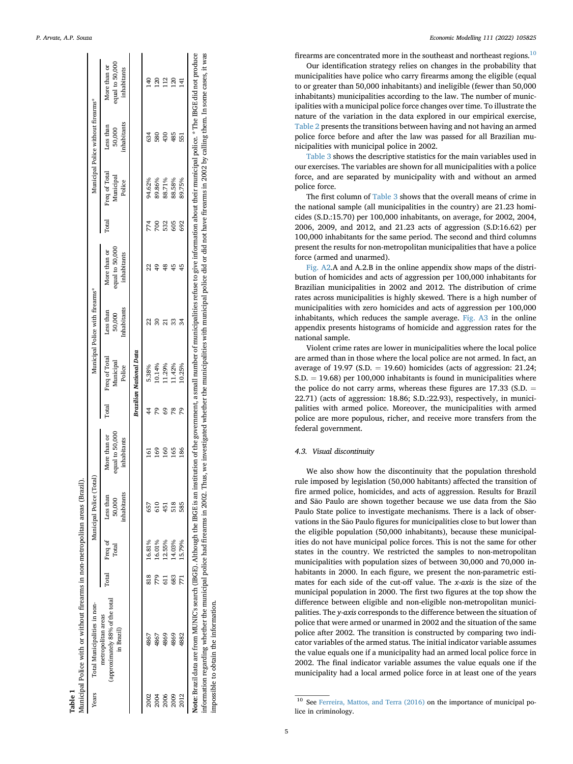**Table 1**

Municipal Police with or without firearms in non-metropolitan areas (Brazil).

| Years | Total Municipalities in non-metropolitan areas (approximately 88% of the total in Brazil) | Municipal Police (Total) | | | | Municipal Police with firearms* | | | | Municipal Police without firearms* | | | |
|---|---|---|---|---|---|---|---|---|---|---|---|---|---|
| | | Total | Freq of Total | Less than 50,000 inhabitants | More than or equal to 50,000 inhabitants | Total | Freq of Total Municipal Police | Less than 50,000 Inhabitants | More than or equal to 50,000 inhabitants | Total | Freq of Total Municipal Police | Less than 50,000 inhabitants | More than or equal to 50,000 inhabitants |
| | | | | | | | ***Brazilian National Data*** | | | | | | |
| 2002 | 4867 | 818 | 16.81% | 657 | 161 | 44 | 5.38% | 22 | 22 | 774 | 94.62% | 634 | 140 |
| 2004 | 4867 | 779 | 16.01% | 610 | 169 | 79 | 10.14% | 30 | 49 | 700 | 89.86% | 580 | 120 |
| 2006 | 4869 | 611 | 12.55% | 451 | 160 | 69 | 11.29% | 21 | 48 | 532 | 88.71% | 430 | 112 |
| 2009 | 4869 | 683 | 14.03% | 518 | 165 | 78 | 11.42% | 33 | 45 | 605 | 88.58% | 485 | 120 |
| 2012 | 4882 | 771 | 15.79% | 585 | 186 | 79 | 10.25% | 34 | 45 | 692 | 89.75% | 551 | 141 |

**Note:** Brazil data are from MUNIC's search (IBGE). Although the IBGE is an institution of the government, a small number of municipalities refuse to give information about their municipal police. *The IBGE did not produce information regarding whether the municipal police had firearms in 2002. Thus, we investigated whether the municipalities with municipal police did or did not have firearms in 2002 by calling them. In some cases, it was impossible to obtain the information.

firearms are concentrated more in the southeast and northeast regions.[10]

Our identification strategy relies on changes in the probability that municipalities have police who carry firearms among the eligible (equal to or greater than 50,000 inhabitants) and ineligible (fewer than 50,000 inhabitants) municipalities according to the law. The number of municipalities with a municipal police force changes over time. To illustrate the nature of the variation in the data explored in our empirical exercise, Table 2 presents the transitions between having and not having an armed police force before and after the law was passed for all Brazilian municipalities with municipal police in 2002.

Table 3 shows the descriptive statistics for the main variables used in our exercises. The variables are shown for all municipalities with a police force, and are separated by municipality with and without an armed police force.

The first column of Table 3 shows that the overall means of crime in the national sample (all municipalities in the country) are 21.23 homicides (S.D.:15.70) per 100,000 inhabitants, on average, for 2002, 2004, 2006, 2009, and 2012, and 21.23 acts of aggression (S.D:16.62) per 100,000 inhabitants for the same period. The second and third columns present the results for non-metropolitan municipalities that have a police force (armed and unarmed).

Fig. A2.A and A.2.B in the online appendix show maps of the distribution of homicides and acts of aggression per 100,000 inhabitants for Brazilian municipalities in 2002 and 2012. The distribution of crime rates across municipalities is highly skewed. There is a high number of municipalities with zero homicides and acts of aggression per 100,000 inhabitants, which reduces the sample average. Fig. A3 in the online appendix presents histograms of homicide and aggression rates for the national sample.

Violent crime rates are lower in municipalities where the local police are armed than in those where the local police are not armed. In fact, an average of 19.97 (S.D. = 19.60) homicides (acts of aggression: 21.24; S.D. = 19.68) per 100,000 inhabitants is found in municipalities where the police do not carry arms, whereas these figures are 17.33 (S.D. = 22.71) (acts of aggression: 18.86; S.D.:22.93), respectively, in municipalities with armed police. Moreover, the municipalities with armed police are more populous, richer, and receive more transfers from the federal government.

### 4.3. Visual discontinuity

We also show how the discontinuity that the population threshold rule imposed by legislation (50,000 habitants) affected the transition of fire armed police, homicides, and acts of aggression. Results for Brazil and São Paulo are shown together because we use data from the São Paulo State police to investigate mechanisms. There is a lack of observations in the São Paulo figures for municipalities close to but lower than the eligible population (50,000 inhabitants), because these municipalities do not have municipal police forces. This is not the same for other states in the country. We restricted the samples to non-metropolitan municipalities with population sizes of between 30,000 and 70,000 inhabitants in 2000. In each figure, we present the non-parametric estimates for each side of the cut-off value. The *x-axis* is the size of the municipal population in 2000. The first two figures at the top show the difference between eligible and non-eligible non-metropolitan municipalities. The *y-axis* corresponds to the difference between the situation of police that were armed or unarmed in 2002 and the situation of the same police after 2002. The transition is constructed by comparing two indicator variables of the armed status. The initial indicator variable assumes the value equals one if a municipality had an armed local police force in 2002. The final indicator variable assumes the value equals one if the municipality had a local armed police force in at least one of the years

[10] See Ferreira, Mattos, and Terra (2016) on the importance of municipal police in criminology.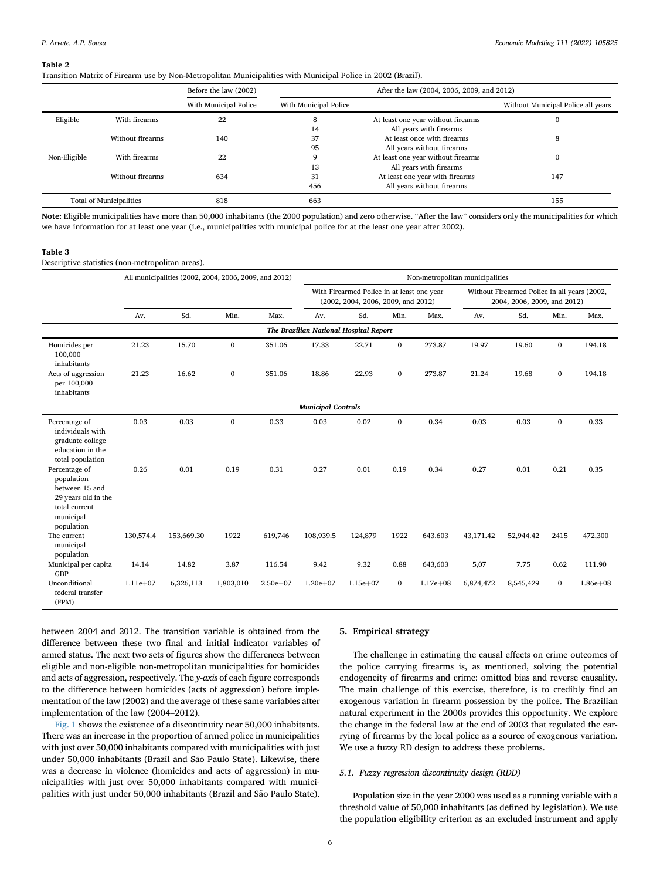**Table 2**

Transition Matrix of Firearm use by Non-Metropolitan Municipalities with Municipal Police in 2002 (Brazil).

| | | Before the law (2002) | After the law (2004, 2006, 2009, and 2012) | | |
|---|---|---|---|---|---|
| | | With Municipal Police | With Municipal Police | | Without Municipal Police all years |
| Eligible | With firearms | 22 | 8 | At least one year without firearms | 0 |
| | | | 14 | All years with firearms | |
| | Without firearms | 140 | 37 | At least once with firearms | 8 |
| | | | 95 | All years without firearms | |
| Non-Eligible | With firearms | 22 | 9 | At least one year without firearms | 0 |
| | | | 13 | All years with firearms | |
| | Without firearms | 634 | 31 | At least one year with firearms | 147 |
| | | | 456 | All years without firearms | |
| Total of Municipalities | | 818 | 663 | | 155 |

**Note:** Eligible municipalities have more than 50,000 inhabitants (the 2000 population) and zero otherwise. "After the law" considers only the municipalities for which we have information for at least one year (i.e., municipalities with municipal police for at the least one year after 2002).

**Table 3**

Descriptive statistics (non-metropolitan areas).

| | All municipalities (2002, 2004, 2006, 2009, and 2012) | | | | Non-metropolitan municipalities | | | | | | | |
|---|---|---|---|---|---|---|---|---|---|---|---|---|
| | | | | | With Firearmed Police in at least one year (2002, 2004, 2006, 2009, and 2012) | | | | Without Firearmed Police in all years (2002, 2004, 2006, 2009, and 2012) | | | |
| | Av. | Sd. | Min. | Max. | Av. | Sd. | Min. | Max. | Av. | Sd. | Min. | Max. |
| ***The Brazilian National Hospital Report*** | | | | | | | | | | | | |
| Homicides per 100,000 inhabitants | 21.23 | 15.70 | 0 | 351.06 | 17.33 | 22.71 | 0 | 273.87 | 19.97 | 19.60 | 0 | 194.18 |
| Acts of aggression per 100,000 inhabitants | 21.23 | 16.62 | 0 | 351.06 | 18.86 | 22.93 | 0 | 273.87 | 21.24 | 19.68 | 0 | 194.18 |
| ***Municipal Controls*** | | | | | | | | | | | | |
| Percentage of individuals with graduate college education in the total population | 0.03 | 0.03 | 0 | 0.33 | 0.03 | 0.02 | 0 | 0.34 | 0.03 | 0.03 | 0 | 0.33 |
| Percentage of population between 15 and 29 years old in the total current municipal population | 0.26 | 0.01 | 0.19 | 0.31 | 0.27 | 0.01 | 0.19 | 0.34 | 0.27 | 0.01 | 0.21 | 0.35 |
| The current municipal population | 130,574.4 | 153,669.30 | 1922 | 619,746 | 108,939.5 | 124,879 | 1922 | 643,603 | 43,171.42 | 52,944.42 | 2415 | 472,300 |
| Municipal per capita GDP | 14.14 | 14.82 | 3.87 | 116.54 | 9.42 | 9.32 | 0.88 | 643,603 | 5,07 | 7.75 | 0.62 | 111.90 |
| Unconditional federal transfer (FPM) | 1.11e+07 | 6,326,113 | 1,803,010 | 2.50e+07 | 1.20e+07 | 1.15e+07 | 0 | 1.17e+08 | 6,874,472 | 8,545,429 | 0 | 1.86e+08 |

between 2004 and 2012. The transition variable is obtained from the difference between these two final and initial indicator variables of armed status. The next two sets of figures show the differences between eligible and non-eligible non-metropolitan municipalities for homicides and acts of aggression, respectively. The *y-axis* of each figure corresponds to the difference between homicides (acts of aggression) before implementation of the law (2002) and the average of these same variables after implementation of the law (2004–2012).

Fig. 1 shows the existence of a discontinuity near 50,000 inhabitants. There was an increase in the proportion of armed police in municipalities with just over 50,000 inhabitants compared with municipalities with just under 50,000 inhabitants (Brazil and São Paulo State). Likewise, there was a decrease in violence (homicides and acts of aggression) in municipalities with just over 50,000 inhabitants compared with municipalities with just under 50,000 inhabitants (Brazil and São Paulo State).

## 5. Empirical strategy

The challenge in estimating the causal effects on crime outcomes of the police carrying firearms is, as mentioned, solving the potential endogeneity of firearms and crime: omitted bias and reverse causality. The main challenge of this exercise, therefore, is to credibly find an exogenous variation in firearm possession by the police. The Brazilian natural experiment in the 2000s provides this opportunity. We explore the change in the federal law at the end of 2003 that regulated the carrying of firearms by the local police as a source of exogenous variation. We use a fuzzy RD design to address these problems.

### 5.1. Fuzzy regression discontinuity design (RDD)

Population size in the year 2000 was used as a running variable with a threshold value of 50,000 inhabitants (as defined by legislation). We use the population eligibility criterion as an excluded instrument and apply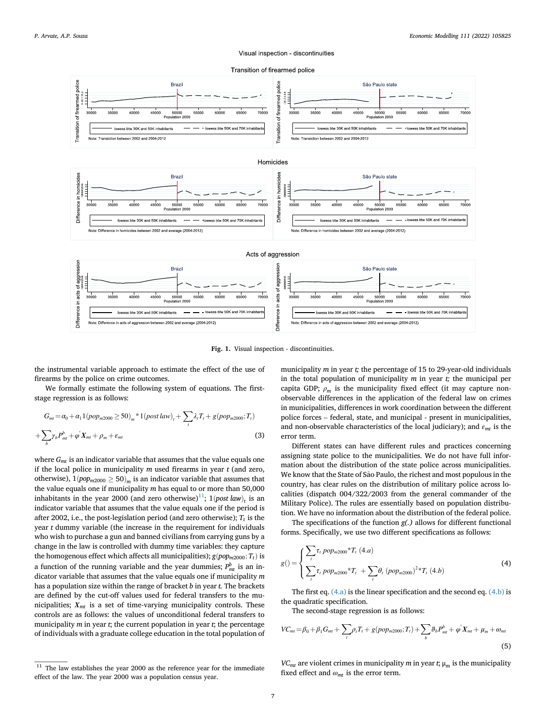Fig. 1. Visual inspection - discontinuities.

the instrumental variable approach to estimate the effect of the use of firearms by the police on crime outcomes.

We formally estimate the following system of equations. The first-stage regression is as follows:

$$G_{mt} = \alpha_0 + \alpha_1 1(pop_{m2000} \geq 50)_m * 1(post\,law)_t + \sum_t \lambda_t T_t + g(pop_{m2000}; T_t) + \sum_b \gamma_b P^b_{mt} + \varphi' X_{mt} + \rho_m + \varepsilon_{mt} \quad (3)$$

where $G_{mt}$ is an indicator variable that assumes that the value equals one if the local police in municipality $m$ used firearms in year $t$ (and zero, otherwise), $1(pop_{m2000} \geq 50)_m$ is an indicator variable that assumes that the value equals one if municipality $m$ has equal to or more than 50,000 inhabitants in the year 2000 (and zero otherwise)[11]; $1(post\,law)_t$ is an indicator variable that assumes that the value equals one if the period is after 2002, i.e., the post-legislation period (and zero otherwise); $T_t$ is the year $t$ dummy variable (the increase in the requirement for individuals who wish to purchase a gun and banned civilians from carrying guns by a change in the law is controlled with dummy time variables: they capture the homogenous effect which affects all municipalities); $g(pop_{m2000}; T_t)$ is a function of the running variable and the year dummies; $P^b_{mt}$ is an indicator variable that assumes that the value equals one if municipality $m$ has a population size within the range of bracket $b$ in year $t$. The brackets are defined by the cut-off values used for federal transfers to the municipalities; $X_{mt}$ is a set of time-varying municipality controls. These controls are as follows: the values of unconditional federal transfers to municipality $m$ in year $t$; the current population in year $t$; the percentage of individuals with a graduate college education in the total population of municipality $m$ in year $t$; the percentage of 15 to 29-year-old individuals in the total population of municipality $m$ in year $t$; the municipal per capita GDP; $\rho_m$ is the municipality fixed effect (it may capture non-observable differences in the application of the federal law on crimes in municipalities, differences in work coordination between the different police forces – federal, state, and municipal - present in municipalities, and non-observable characteristics of the local judiciary); and $\varepsilon_{mt}$ is the error term.

Different states can have different rules and practices concerning assigning state police to the municipalities. We do not have full information about the distribution of the state police across municipalities. We know that the State of São Paulo, the richest and most populous in the country, has clear rules on the distribution of military police across localities (dispatch 004/322/2003 from the general commander of the Military Police). The rules are essentially based on population distribution. We have no information about the distribution of the federal police.

The specifications of the function *g(.)* allows for different functional forms. Specifically, we use two different specifications as follows:

$$g() = \begin{cases} \sum_t \tau_t \, pop_{m2000} * T_t \quad (4.a) \\ \sum_t \tau_t \, pop_{m2000} * T_t + \sum_t \theta_t \, (pop_{m2000})^2 * T_t \quad (4.b) \end{cases} \quad (4)$$

The first eq. (4.a) is the linear specification and the second eq. (4.b) is the quadratic specification.

The second-stage regression is as follows:

$$VC_{mt} = \beta_0 + \beta_1 G_{mt} + \sum_t \rho_t T_t + g(pop_{m2000}; T_t) + \sum_b \vartheta_b P^b_{mt} + \varphi' X_{mt} + \mu_m + \omega_{mt} \quad (5)$$

$VC_{mt}$ are violent crimes in municipality $m$ in year $t$; $\mu_m$ is the municipality fixed effect and $\omega_{mt}$ is the error term.

[11] The law establishes the year 2000 as the reference year for the immediate effect of the law. The year 2000 was a population census year.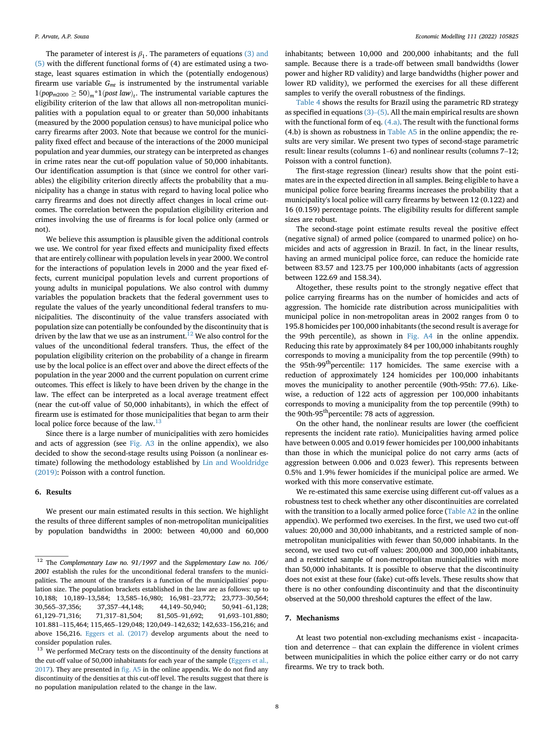The parameter of interest is $\beta_1$. The parameters of equations (3) and (5) with the different functional forms of (4) are estimated using a two-stage, least squares estimation in which the (potentially endogenous) firearm use variable $G_{mt}$ is instrumented by the instrumental variable $1(pop_{m2000} \geq 50)_m * 1(post\ law)_t$. The instrumental variable captures the eligibility criterion of the law that allows all non-metropolitan municipalities with a population equal to or greater than 50,000 inhabitants (measured by the 2000 population census) to have municipal police who carry firearms after 2003. Note that because we control for the municipality fixed effect and because of the interactions of the 2000 municipal population and year dummies, our strategy can be interpreted as changes in crime rates near the cut-off population value of 50,000 inhabitants. Our identification assumption is that (since we control for other variables) the eligibility criterion directly affects the probability that a municipality has a change in status with regard to having local police who carry firearms and does not directly affect changes in local crime outcomes. The correlation between the population eligibility criterion and crimes involving the use of firearms is for local police only (armed or not).

We believe this assumption is plausible given the additional controls we use. We control for year fixed effects and municipality fixed effects that are entirely collinear with population levels in year 2000. We control for the interactions of population levels in 2000 and the year fixed effects, current municipal population levels and current proportions of young adults in municipal populations. We also control with dummy variables the population brackets that the federal government uses to regulate the values of the yearly unconditional federal transfers to municipalities. The discontinuity of the value transfers associated with population size can potentially be confounded by the discontinuity that is driven by the law that we use as an instrument.[12] We also control for the values of the unconditional federal transfers. Thus, the effect of the population eligibility criterion on the probability of a change in firearm use by the local police is an effect over and above the direct effects of the population in the year 2000 and the current population on current crime outcomes. This effect is likely to have been driven by the change in the law. The effect can be interpreted as a local average treatment effect (near the cut-off value of 50,000 inhabitants), in which the effect of firearm use is estimated for those municipalities that began to arm their local police force because of the law.[13]

Since there is a large number of municipalities with zero homicides and acts of aggression (see Fig. A3 in the online appendix), we also decided to show the second-stage results using Poisson (a nonlinear estimate) following the methodology established by Lin and Wooldridge (2019): Poisson with a control function.

## 6. Results

We present our main estimated results in this section. We highlight the results of three different samples of non-metropolitan municipalities by population bandwidths in 2000: between 40,000 and 60,000 inhabitants; between 10,000 and 200,000 inhabitants; and the full sample. Because there is a trade-off between small bandwidths (lower power and higher RD validity) and large bandwidths (higher power and lower RD validity), we performed the exercises for all these different samples to verify the overall robustness of the findings.

Table 4 shows the results for Brazil using the parametric RD strategy as specified in equations (3)–(5). All the main empirical results are shown with the functional form of eq. (4.a). The result with the functional forms (4.b) is shown as robustness in Table A5 in the online appendix; the results are very similar. We present two types of second-stage parametric result: linear results (columns 1–6) and nonlinear results (columns 7–12; Poisson with a control function).

The first-stage regression (linear) results show that the point estimates are in the expected direction in all samples. Being eligible to have a municipal police force bearing firearms increases the probability that a municipality's local police will carry firearms by between 12 (0.122) and 16 (0.159) percentage points. The eligibility results for different sample sizes are robust.

The second-stage point estimate results reveal the positive effect (negative signal) of armed police (compared to unarmed police) on homicides and acts of aggression in Brazil. In fact, in the linear results, having an armed municipal police force, can reduce the homicide rate between 83.57 and 123.75 per 100,000 inhabitants (acts of aggression between 122.69 and 158.34).

Altogether, these results point to the strongly negative effect that police carrying firearms has on the number of homicides and acts of aggression. The homicide rate distribution across municipalities with municipal police in non-metropolitan areas in 2002 ranges from 0 to 195.8 homicides per 100,000 inhabitants (the second result is average for the 99th percentile), as shown in Fig. A4 in the online appendix. Reducing this rate by approximately 84 per 100,000 inhabitants roughly corresponds to moving a municipality from the top percentile (99th) to the 95th-99th percentile: 117 homicides. The same exercise with a reduction of approximately 124 homicides per 100,000 inhabitants moves the municipality to another percentile (90th-95th: 77.6). Likewise, a reduction of 122 acts of aggression per 100,000 inhabitants corresponds to moving a municipality from the top percentile (99th) to the 90th-95th percentile: 78 acts of aggression.

On the other hand, the nonlinear results are lower (the coefficient represents the incident rate ratio). Municipalities having armed police have between 0.005 and 0.019 fewer homicides per 100,000 inhabitants than those in which the municipal police do not carry arms (acts of aggression between 0.006 and 0.023 fewer). This represents between 0.5% and 1.9% fewer homicides if the municipal police are armed. We worked with this more conservative estimate.

We re-estimated this same exercise using different cut-off values as a robustness test to check whether any other discontinuities are correlated with the transition to a locally armed police force (Table A2 in the online appendix). We performed two exercises. In the first, we used two cut-off values: 20,000 and 30,000 inhabitants, and a restricted sample of non-metropolitan municipalities with fewer than 50,000 inhabitants. In the second, we used two cut-off values: 200,000 and 300,000 inhabitants, and a restricted sample of non-metropolitan municipalities with more than 50,000 inhabitants. It is possible to observe that the discontinuity does not exist at these four (fake) cut-offs levels. These results show that there is no other confounding discontinuity and that the discontinuity observed at the 50,000 threshold captures the effect of the law.

## 7. Mechanisms

At least two potential non-excluding mechanisms exist - incapacitation and deterrence – that can explain the difference in violent crimes between municipalities in which the police either carry or do not carry firearms. We try to track both.

---

[12] The *Complementary Law no. 91/1997* and the *Supplementary Law no. 106/2001* establish the rules for the unconditional federal transfers to the municipalities. The amount of the transfers is a function of the municipalities' population size. The population brackets established in the law are as follows: up to 10,188; 10,189–13,584; 13,585–16,980; 16,981–23,772; 23,773–30,564; 30,565–37,356; 37,357–44,148; 44,149–50,940; 50,941–61,128; 61,129–71,316; 71,317–81,504; 81,505–91,692; 91,693–101,880; 101.881–115,464; 115,465–129,048; 120,049–142,632; 142,633–156,216; and above 156,216. Eggers et al. (2017) develop arguments about the need to consider population rules.

[13] We performed McCrary tests on the discontinuity of the density functions at the cut-off value of 50,000 inhabitants for each year of the sample (Eggers et al., 2017). They are presented in fig. A5 in the online appendix. We do not find any discontinuity of the densities at this cut-off level. The results suggest that there is no population manipulation related to the change in the law.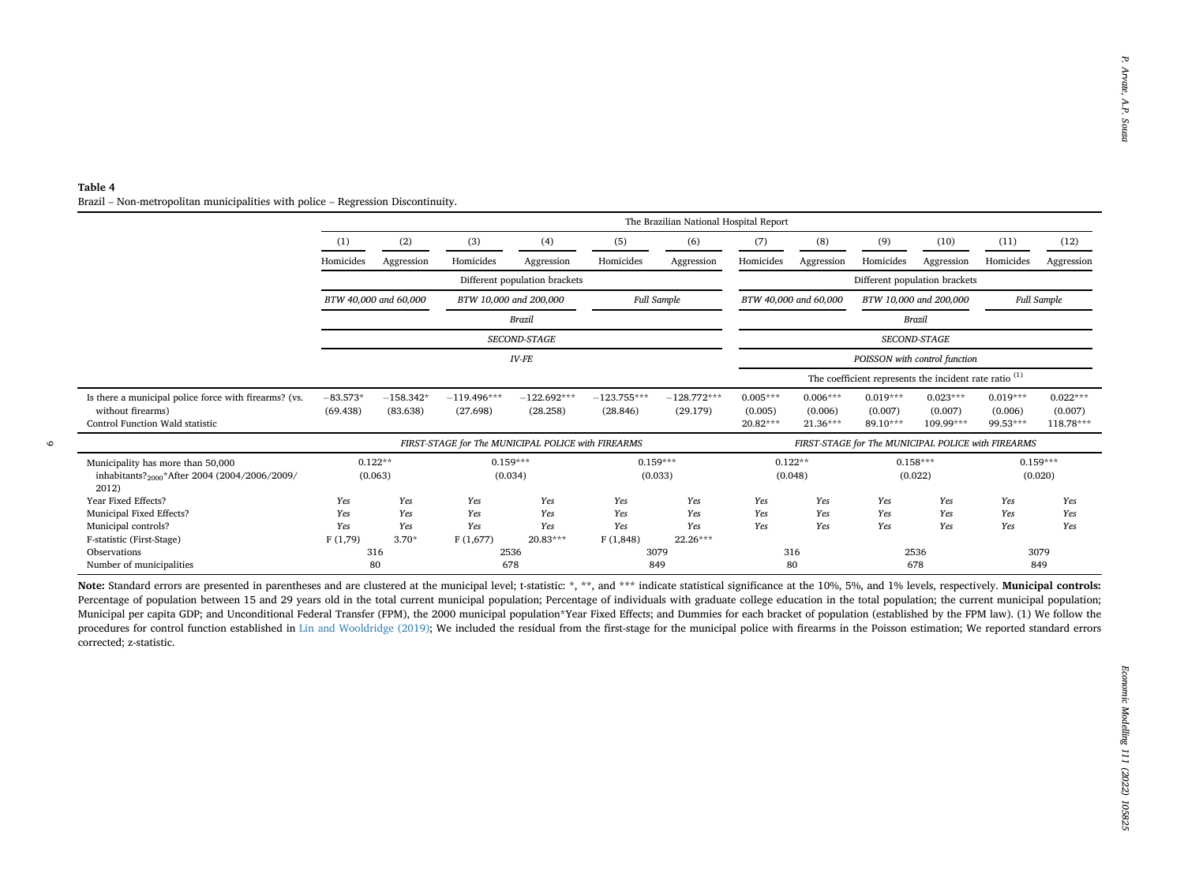**Table 4**
Brazil – Non-metropolitan municipalities with police – Regression Discontinuity.

| | The Brazilian National Hospital Report | | | | | | | | | | | |
|---|---|---|---|---|---|---|---|---|---|---|---|---|
| | (1) | (2) | (3) | (4) | (5) | (6) | (7) | (8) | (9) | (10) | (11) | (12) |
| | Homicides | Aggression | Homicides | Aggression | Homicides | Aggression | Homicides | Aggression | Homicides | Aggression | Homicides | Aggression |
| | Different population brackets | | | | | | Different population brackets | | | | | |
| | *BTW 40,000 and 60,000* | | *BTW 10,000 and 200,000* | | *Full Sample* | | *BTW 40,000 and 60,000* | | *BTW 10,000 and 200,000* | | *Full Sample* | |
| | *Brazil* | | | | | | *Brazil* | | | | | |
| | *SECOND-STAGE* | | | | | | *SECOND-STAGE* | | | | | |
| | *IV-FE* | | | | | | *POISSON with control function* | | | | | |
| | | | | | | | The coefficient represents the incident rate ratio (1) | | | | | |
| Is there a municipal police force with firearms? (vs. without firearms) | −83.573* (69.438) | −158.342* (83.638) | −119.496*** (27.698) | −122.692*** (28.258) | −123.755*** (28.846) | −128.772*** (29.179) | 0.005*** (0.005) | 0.006*** (0.006) | 0.019*** (0.007) | 0.023*** (0.007) | 0.019*** (0.006) | 0.022*** (0.007) |
| Control Function Wald statistic | | | | | | | 20.82*** | 21.36*** | 89.10*** | 109.99*** | 99.53*** | 118.78*** |
| | *FIRST-STAGE for The MUNICIPAL POLICE with FIREARMS* | | | | | | *FIRST-STAGE for The MUNICIPAL POLICE with FIREARMS* | | | | | |
| Municipality has more than 50,000 inhabitants?$_{2000}$*After 2004 (2004/2006/2009/2012) | 0.122** (0.063) | | 0.159*** (0.034) | | 0.159*** (0.033) | | 0.122** (0.048) | | 0.158*** (0.022) | | 0.159*** (0.020) | |
| Year Fixed Effects? | *Yes* | *Yes* | *Yes* | *Yes* | *Yes* | *Yes* | *Yes* | *Yes* | *Yes* | *Yes* | *Yes* | *Yes* |
| Municipal Fixed Effects? | *Yes* | *Yes* | *Yes* | *Yes* | *Yes* | *Yes* | *Yes* | *Yes* | *Yes* | *Yes* | *Yes* | *Yes* |
| Municipal controls? | *Yes* | *Yes* | *Yes* | *Yes* | *Yes* | *Yes* | *Yes* | *Yes* | *Yes* | *Yes* | *Yes* | *Yes* |
| F-statistic (First-Stage) | F (1,79) | 3.70* | F (1,677) | 20.83*** | F (1,848) | 22.26*** | | | | | | |
| Observations | 316 | | 2536 | | 3079 | | 316 | | 2536 | | 3079 | |
| Number of municipalities | 80 | | 678 | | 849 | | 80 | | 678 | | 849 | |

**Note:** Standard errors are presented in parentheses and are clustered at the municipal level; t-statistic: *, **, and *** indicate statistical significance at the 10%, 5%, and 1% levels, respectively. **Municipal controls:** Percentage of population between 15 and 29 years old in the total current municipal population; Percentage of individuals with graduate college education in the total population; the current municipal population; Municipal per capita GDP; and Unconditional Federal Transfer (FPM), the 2000 municipal population*Year Fixed Effects; and Dummies for each bracket of population (established by the FPM law). (1) We follow the procedures for control function established in Lin and Wooldridge (2019); We included the residual from the first-stage for the municipal police with firearms in the Poisson estimation; We reported standard errors corrected; z-statistic.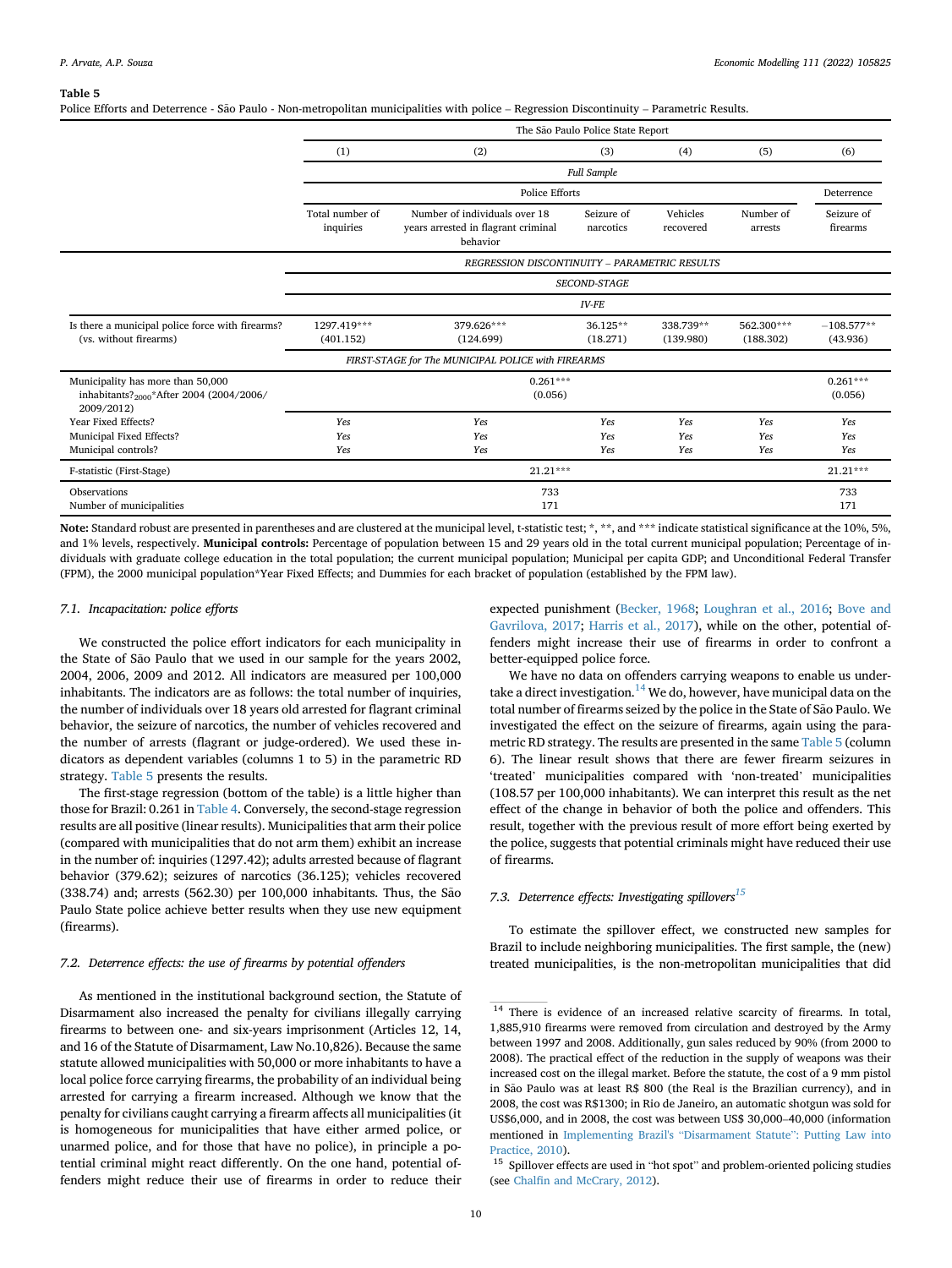**Table 5**
Police Efforts and Deterrence - São Paulo - Non-metropolitan municipalities with police – Regression Discontinuity – Parametric Results.

| | The São Paulo Police State Report | | | | | |
|---|---|---|---|---|---|---|
| | (1) | (2) | (3) | (4) | (5) | (6) |
| | *Full Sample* | | | | | |
| | Police Efforts | | | | | Deterrence |
| | Total number of inquiries | Number of individuals over 18 years arrested in flagrant criminal behavior | Seizure of narcotics | Vehicles recovered | Number of arrests | Seizure of firearms |
| | *REGRESSION DISCONTINUITY – PARAMETRIC RESULTS* | | | | | |
| | *SECOND-STAGE* | | | | | |
| | *IV-FE* | | | | | |
| Is there a municipal police force with firearms? (vs. without firearms) | 1297.419*** (401.152) | 379.626*** (124.699) | 36.125** (18.271) | 338.739** (139.980) | 562.300*** (188.302) | −108.577** (43.936) |
| | *FIRST-STAGE for The MUNICIPAL POLICE with FIREARMS* | | | | | |
| Municipality has more than 50,000 inhabitants?$_{2000}$*After 2004 (2004/2006/2009/2012) | 0.261*** (0.056) | | | | | 0.261*** (0.056) |
| Year Fixed Effects? | Yes | Yes | Yes | Yes | Yes | Yes |
| Municipal Fixed Effects? | Yes | Yes | Yes | Yes | Yes | Yes |
| Municipal controls? | Yes | Yes | Yes | Yes | Yes | Yes |
| F-statistic (First-Stage) | 21.21*** | | | | | 21.21*** |
| Observations | 733 | | | | | 733 |
| Number of municipalities | 171 | | | | | 171 |

**Note:** Standard robust are presented in parentheses and are clustered at the municipal level, t-statistic test; *, **, and *** indicate statistical significance at the 10%, 5%, and 1% levels, respectively. **Municipal controls:** Percentage of population between 15 and 29 years old in the total current municipal population; Percentage of individuals with graduate college education in the total population; the current municipal population; Municipal per capita GDP; and Unconditional Federal Transfer (FPM), the 2000 municipal population*Year Fixed Effects; and Dummies for each bracket of population (established by the FPM law).

### 7.1. Incapacitation: police efforts

We constructed the police effort indicators for each municipality in the State of São Paulo that we used in our sample for the years 2002, 2004, 2006, 2009 and 2012. All indicators are measured per 100,000 inhabitants. The indicators are as follows: the total number of inquiries, the number of individuals over 18 years old arrested for flagrant criminal behavior, the seizure of narcotics, the number of vehicles recovered and the number of arrests (flagrant or judge-ordered). We used these indicators as dependent variables (columns 1 to 5) in the parametric RD strategy. Table 5 presents the results.

The first-stage regression (bottom of the table) is a little higher than those for Brazil: 0.261 in Table 4. Conversely, the second-stage regression results are all positive (linear results). Municipalities that arm their police (compared with municipalities that do not arm them) exhibit an increase in the number of: inquiries (1297.42); adults arrested because of flagrant behavior (379.62); seizures of narcotics (36.125); vehicles recovered (338.74) and; arrests (562.30) per 100,000 inhabitants. Thus, the São Paulo State police achieve better results when they use new equipment (firearms).

### 7.2. Deterrence effects: the use of firearms by potential offenders

As mentioned in the institutional background section, the Statute of Disarmament also increased the penalty for civilians illegally carrying firearms to between one- and six-years imprisonment (Articles 12, 14, and 16 of the Statute of Disarmament, Law No.10,826). Because the same statute allowed municipalities with 50,000 or more inhabitants to have a local police force carrying firearms, the probability of an individual being arrested for carrying a firearm increased. Although we know that the penalty for civilians caught carrying a firearm affects all municipalities (it is homogeneous for municipalities that have either armed police, or unarmed police, and for those that have no police), in principle a potential criminal might react differently. On the one hand, potential offenders might reduce their use of firearms in order to reduce their expected punishment (Becker, 1968; Loughran et al., 2016; Bove and Gavrilova, 2017; Harris et al., 2017), while on the other, potential offenders might increase their use of firearms in order to confront a better-equipped police force.

We have no data on offenders carrying weapons to enable us undertake a direct investigation.[14] We do, however, have municipal data on the total number of firearms seized by the police in the State of São Paulo. We investigated the effect on the seizure of firearms, again using the parametric RD strategy. The results are presented in the same Table 5 (column 6). The linear result shows that there are fewer firearm seizures in 'treated' municipalities compared with 'non-treated' municipalities (108.57 per 100,000 inhabitants). We can interpret this result as the net effect of the change in behavior of both the police and offenders. This result, together with the previous result of more effort being exerted by the police, suggests that potential criminals might have reduced their use of firearms.

### 7.3. Deterrence effects: Investigating spillovers[15]

To estimate the spillover effect, we constructed new samples for Brazil to include neighboring municipalities. The first sample, the (new) treated municipalities, is the non-metropolitan municipalities that did

---

[14] There is evidence of an increased relative scarcity of firearms. In total, 1,885,910 firearms were removed from circulation and destroyed by the Army between 1997 and 2008. Additionally, gun sales reduced by 90% (from 2000 to 2008). The practical effect of the reduction in the supply of weapons was their increased cost on the illegal market. Before the statute, the cost of a 9 mm pistol in São Paulo was at least R$ 800 (the Real is the Brazilian currency), and in 2008, the cost was R$1300; in Rio de Janeiro, an automatic shotgun was sold for US$6,000, and in 2008, the cost was between US$ 30,000–40,000 (information mentioned in Implementing Brazil's "Disarmament Statute": Putting Law into Practice, 2010).

[15] Spillover effects are used in "hot spot" and problem-oriented policing studies (see Chalfin and McCrary, 2012).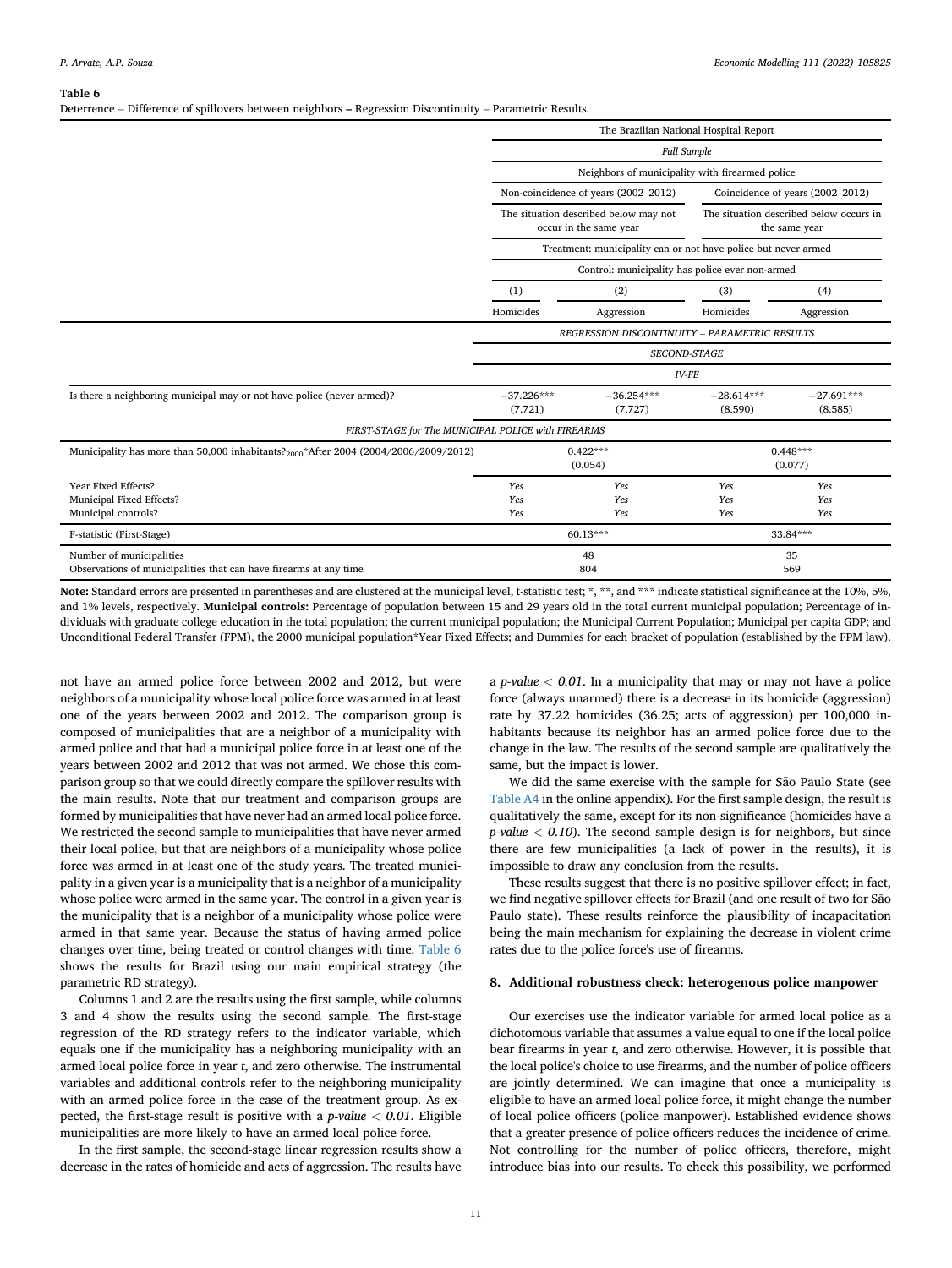**Table 6**
Deterrence – Difference of spillovers between neighbors – Regression Discontinuity – Parametric Results.

| | The Brazilian National Hospital Report | | | |
|---|---|---|---|---|
| | *Full Sample* | | | |
| | Neighbors of municipality with firearmed police | | | |
| | Non-coincidence of years (2002–2012) | | Coincidence of years (2002–2012) | |
| | The situation described below may not occur in the same year | | The situation described below occurs in the same year | |
| | Treatment: municipality can or not have police but never armed | | | |
| | Control: municipality has police ever non-armed | | | |
| | (1) | (2) | (3) | (4) |
| | Homicides | Aggression | Homicides | Aggression |
| | *REGRESSION DISCONTINUITY – PARAMETRIC RESULTS* | | | |
| | *SECOND-STAGE* | | | |
| | *IV-FE* | | | |
| Is there a neighboring municipal may or not have police (never armed)? | −37.226*** (7.721) | −36.254*** (7.727) | −28.614*** (8.590) | −27.691*** (8.585) |
| *FIRST-STAGE for The MUNICIPAL POLICE with FIREARMS* | | | | |
| Municipality has more than 50,000 inhabitants?$_{2000}$*After 2004 (2004/2006/2009/2012) | 0.422*** (0.054) | | 0.448*** (0.077) | |
| Year Fixed Effects? | *Yes* | *Yes* | *Yes* | *Yes* |
| Municipal Fixed Effects? | *Yes* | *Yes* | *Yes* | *Yes* |
| Municipal controls? | *Yes* | *Yes* | *Yes* | *Yes* |
| F-statistic (First-Stage) | 60.13*** | | 33.84*** | |
| Number of municipalities | 48 | | 35 | |
| Observations of municipalities that can have firearms at any time | 804 | | 569 | |

**Note:** Standard errors are presented in parentheses and are clustered at the municipal level, t-statistic test; *, **, and *** indicate statistical significance at the 10%, 5%, and 1% levels, respectively. **Municipal controls:** Percentage of population between 15 and 29 years old in the total current municipal population; Percentage of individuals with graduate college education in the total population; the current municipal population; the Municipal Current Population; Municipal per capita GDP; and Unconditional Federal Transfer (FPM), the 2000 municipal population*Year Fixed Effects; and Dummies for each bracket of population (established by the FPM law).

not have an armed police force between 2002 and 2012, but were neighbors of a municipality whose local police force was armed in at least one of the years between 2002 and 2012. The comparison group is composed of municipalities that are a neighbor of a municipality with armed police and that had a municipal police force in at least one of the years between 2002 and 2012 that was not armed. We chose this comparison group so that we could directly compare the spillover results with the main results. Note that our treatment and comparison groups are formed by municipalities that have never had an armed local police force. We restricted the second sample to municipalities that have never armed their local police, but that are neighbors of a municipality whose police force was armed in at least one of the study years. The treated municipality in a given year is a municipality that is a neighbor of a municipality whose police were armed in the same year. The control in a given year is the municipality that is a neighbor of a municipality whose police were armed in that same year. Because the status of having armed police changes over time, being treated or control changes with time. Table 6 shows the results for Brazil using our main empirical strategy (the parametric RD strategy).

Columns 1 and 2 are the results using the first sample, while columns 3 and 4 show the results using the second sample. The first-stage regression of the RD strategy refers to the indicator variable, which equals one if the municipality has a neighboring municipality with an armed local police force in year *t*, and zero otherwise. The instrumental variables and additional controls refer to the neighboring municipality with an armed police force in the case of the treatment group. As expected, the first-stage result is positive with a *p-value* $< 0.01$. Eligible municipalities are more likely to have an armed local police force.

In the first sample, the second-stage linear regression results show a decrease in the rates of homicide and acts of aggression. The results have a *p-value* $< 0.01$. In a municipality that may or may not have a police force (always unarmed) there is a decrease in its homicide (aggression) rate by 37.22 homicides (36.25; acts of aggression) per 100,000 inhabitants because its neighbor has an armed police force due to the change in the law. The results of the second sample are qualitatively the same, but the impact is lower.

We did the same exercise with the sample for São Paulo State (see Table A4 in the online appendix). For the first sample design, the result is qualitatively the same, except for its non-significance (homicides have a *p-value* $< 0.10$). The second sample design is for neighbors, but since there are few municipalities (a lack of power in the results), it is impossible to draw any conclusion from the results.

These results suggest that there is no positive spillover effect; in fact, we find negative spillover effects for Brazil (and one result of two for São Paulo state). These results reinforce the plausibility of incapacitation being the main mechanism for explaining the decrease in violent crime rates due to the police force's use of firearms.

## 8. Additional robustness check: heterogenous police manpower

Our exercises use the indicator variable for armed local police as a dichotomous variable that assumes a value equal to one if the local police bear firearms in year *t*, and zero otherwise. However, it is possible that the local police's choice to use firearms, and the number of police officers are jointly determined. We can imagine that once a municipality is eligible to have an armed local police force, it might change the number of local police officers (police manpower). Established evidence shows that a greater presence of police officers reduces the incidence of crime. Not controlling for the number of police officers, therefore, might introduce bias into our results. To check this possibility, we performed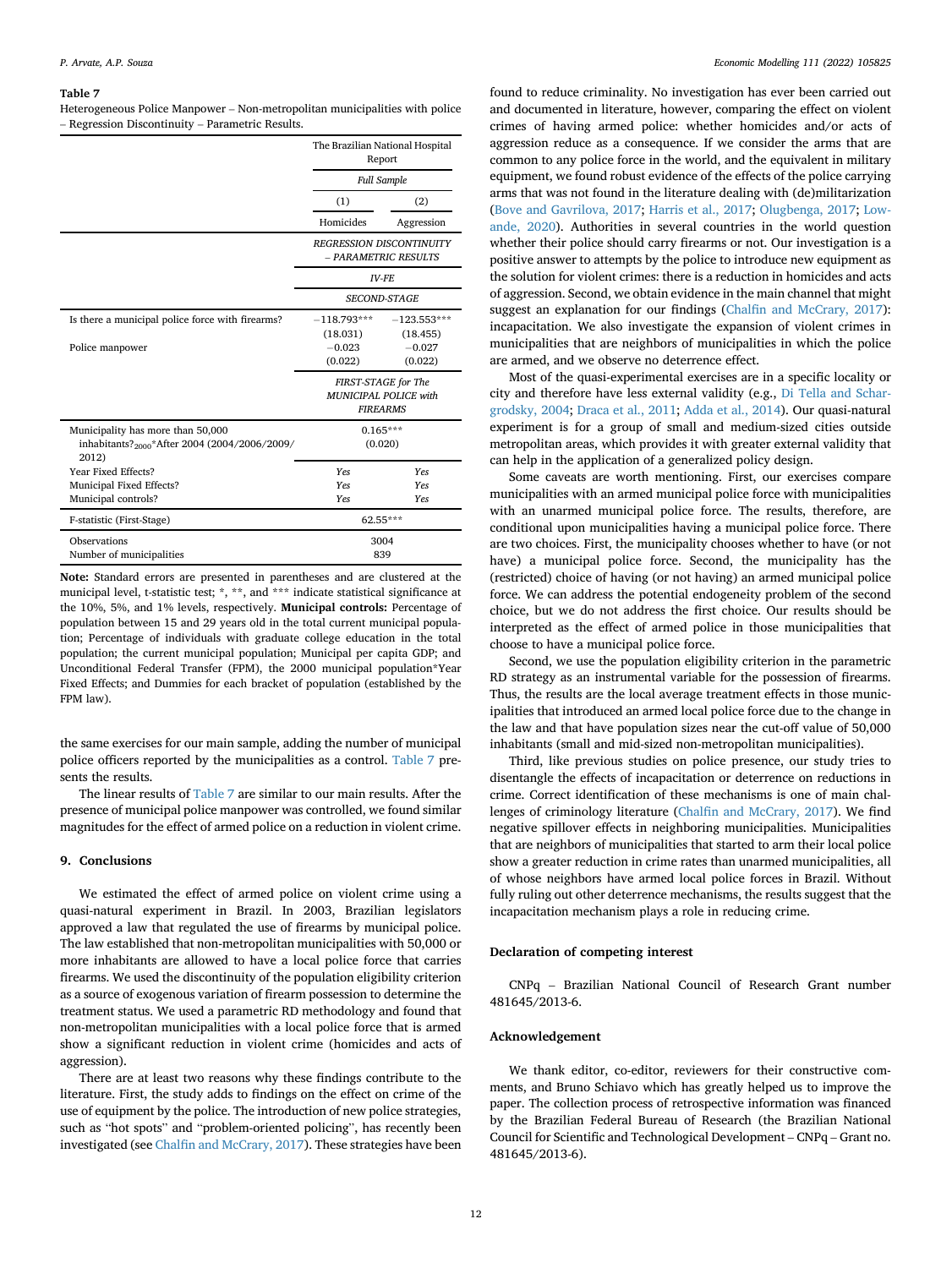**Table 7**
Heterogeneous Police Manpower – Non-metropolitan municipalities with police – Regression Discontinuity – Parametric Results.

| | The Brazilian National Hospital Report | |
|---|---|---|
| | *Full Sample* | |
| | (1) | (2) |
| | Homicides | Aggression |
| | *REGRESSION DISCONTINUITY – PARAMETRIC RESULTS* | |
| | *IV-FE* | |
| | *SECOND-STAGE* | |
| Is there a municipal police force with firearms? | −118.793*** | −123.553*** |
| | (18.031) | (18.455) |
| Police manpower | −0.023 | −0.027 |
| | (0.022) | (0.022) |
| | *FIRST-STAGE for The MUNICIPAL POLICE with FIREARMS* | |
| Municipality has more than 50,000 inhabitants?$_{2000}$*After 2004 (2004/2006/2009/2012) | 0.165*** | |
| | (0.020) | |
| Year Fixed Effects? | *Yes* | *Yes* |
| Municipal Fixed Effects? | *Yes* | *Yes* |
| Municipal controls? | *Yes* | *Yes* |
| F-statistic (First-Stage) | 62.55*** | |
| Observations | 3004 | |
| Number of municipalities | 839 | |

**Note:** Standard errors are presented in parentheses and are clustered at the municipal level, t-statistic test; *, **, and *** indicate statistical significance at the 10%, 5%, and 1% levels, respectively. **Municipal controls:** Percentage of population between 15 and 29 years old in the total current municipal population; Percentage of individuals with graduate college education in the total population; the current municipal population; Municipal per capita GDP; and Unconditional Federal Transfer (FPM), the 2000 municipal population*Year Fixed Effects; and Dummies for each bracket of population (established by the FPM law).

the same exercises for our main sample, adding the number of municipal police officers reported by the municipalities as a control. Table 7 presents the results.

The linear results of Table 7 are similar to our main results. After the presence of municipal police manpower was controlled, we found similar magnitudes for the effect of armed police on a reduction in violent crime.

## 9. Conclusions

We estimated the effect of armed police on violent crime using a quasi-natural experiment in Brazil. In 2003, Brazilian legislators approved a law that regulated the use of firearms by municipal police. The law established that non-metropolitan municipalities with 50,000 or more inhabitants are allowed to have a local police force that carries firearms. We used the discontinuity of the population eligibility criterion as a source of exogenous variation of firearm possession to determine the treatment status. We used a parametric RD methodology and found that non-metropolitan municipalities with a local police force that is armed show a significant reduction in violent crime (homicides and acts of aggression).

There are at least two reasons why these findings contribute to the literature. First, the study adds to findings on the effect on crime of the use of equipment by the police. The introduction of new police strategies, such as "hot spots" and "problem-oriented policing", has recently been investigated (see Chalfin and McCrary, 2017). These strategies have been found to reduce criminality. No investigation has ever been carried out and documented in literature, however, comparing the effect on violent crimes of having armed police: whether homicides and/or acts of aggression reduce as a consequence. If we consider the arms that are common to any police force in the world, and the equivalent in military equipment, we found robust evidence of the effects of the police carrying arms that was not found in the literature dealing with (de)militarization (Bove and Gavrilova, 2017; Harris et al., 2017; Olugbenga, 2017; Lowande, 2020). Authorities in several countries in the world question whether their police should carry firearms or not. Our investigation is a positive answer to attempts by the police to introduce new equipment as the solution for violent crimes: there is a reduction in homicides and acts of aggression. Second, we obtain evidence in the main channel that might suggest an explanation for our findings (Chalfin and McCrary, 2017): incapacitation. We also investigate the expansion of violent crimes in municipalities that are neighbors of municipalities in which the police are armed, and we observe no deterrence effect.

Most of the quasi-experimental exercises are in a specific locality or city and therefore have less external validity (e.g., Di Tella and Schargrodsky, 2004; Draca et al., 2011; Adda et al., 2014). Our quasi-natural experiment is for a group of small and medium-sized cities outside metropolitan areas, which provides it with greater external validity that can help in the application of a generalized policy design.

Some caveats are worth mentioning. First, our exercises compare municipalities with an armed municipal police force with municipalities with an unarmed municipal police force. The results, therefore, are conditional upon municipalities having a municipal police force. There are two choices. First, the municipality chooses whether to have (or not have) a municipal police force. Second, the municipality has the (restricted) choice of having (or not having) an armed municipal police force. We can address the potential endogeneity problem of the second choice, but we do not address the first choice. Our results should be interpreted as the effect of armed police in those municipalities that choose to have a municipal police force.

Second, we use the population eligibility criterion in the parametric RD strategy as an instrumental variable for the possession of firearms. Thus, the results are the local average treatment effects in those municipalities that introduced an armed local police force due to the change in the law and that have population sizes near the cut-off value of 50,000 inhabitants (small and mid-sized non-metropolitan municipalities).

Third, like previous studies on police presence, our study tries to disentangle the effects of incapacitation or deterrence on reductions in crime. Correct identification of these mechanisms is one of main challenges of criminology literature (Chalfin and McCrary, 2017). We find negative spillover effects in neighboring municipalities. Municipalities that are neighbors of municipalities that started to arm their local police show a greater reduction in crime rates than unarmed municipalities, all of whose neighbors have armed local police forces in Brazil. Without fully ruling out other deterrence mechanisms, the results suggest that the incapacitation mechanism plays a role in reducing crime.

## Declaration of competing interest

CNPq – Brazilian National Council of Research Grant number 481645/2013-6.

## Acknowledgement

We thank editor, co-editor, reviewers for their constructive comments, and Bruno Schiavo which has greatly helped us to improve the paper. The collection process of retrospective information was financed by the Brazilian Federal Bureau of Research (the Brazilian National Council for Scientific and Technological Development – CNPq – Grant no. 481645/2013-6).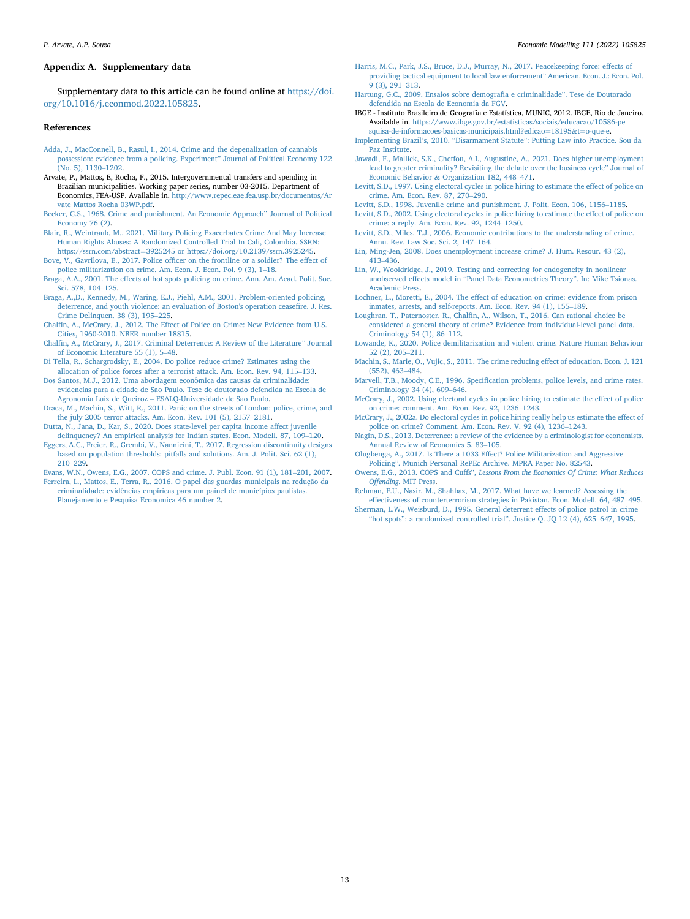## Appendix A. Supplementary data

Supplementary data to this article can be found online at https://doi.org/10.1016/j.econmod.2022.105825.

## References

Adda, J., MacConnell, B., Rasul, I., 2014. Crime and the depenalization of cannabis possession: evidence from a policing. Experiment" Journal of Political Economy 122 (No. 5), 1130–1202.

Arvate, P., Mattos, E, Rocha, F., 2015. Intergovernmental transfers and spending in Brazilian municipalities. Working paper series, number 03-2015. Department of Economics, FEA-USP. Available in. http://www.repec.eae.fea.usp.br/documentos/Arvate_Mattos_Rocha_03WP.pdf.

Becker, G.S., 1968. Crime and punishment. An Economic Approach" Journal of Political Economy 76 (2).

Blair, R., Weintraub, M., 2021. Military Policing Exacerbates Crime And May Increase Human Rights Abuses: A Randomized Controlled Trial In Cali, Colombia. SSRN: https://ssrn.com/abstract=3925245 or https://doi.org/10.2139/ssrn.3925245.

Bove, V., Gavrilova, E., 2017. Police officer on the frontline or a soldier? The effect of police militarization on crime. Am. Econ. J. Econ. Pol. 9 (3), 1–18.

Braga, A.A., 2001. The effects of hot spots policing on crime. Ann. Am. Acad. Polit. Soc. Sci. 578, 104–125.

Braga, A.,D., Kennedy, M., Waring, E.J., Piehl, A.M., 2001. Problem-oriented policing, deterrence, and youth violence: an evaluation of Boston's operation ceasefire. J. Res. Crime Delinquen. 38 (3), 195–225.

Chalfin, A., McCrary, J., 2012. The Effect of Police on Crime: New Evidence from U.S. Cities, 1960-2010. NBER number 18815.

Chalfin, A., McCrary, J., 2017. Criminal Deterrence: A Review of the Literature" Journal of Economic Literature 55 (1), 5–48.

Di Tella, R., Schargrodsky, E., 2004. Do police reduce crime? Estimates using the allocation of police forces after a terrorist attack. Am. Econ. Rev. 94, 115–133.

Dos Santos, M.J., 2012. Uma abordagem econômica das causas da criminalidade: evidencias para a cidade de São Paulo. Tese de doutorado defendida na Escola de Agronomia Luiz de Queiroz – ESALQ-Universidade de São Paulo.

Draca, M., Machin, S., Witt, R., 2011. Panic on the streets of London: police, crime, and the july 2005 terror attacks. Am. Econ. Rev. 101 (5), 2157–2181.

Dutta, N., Jana, D., Kar, S., 2020. Does state-level per capita income affect juvenile delinquency? An empirical analysis for Indian states. Econ. Modell. 87, 109–120.

Eggers, A.C., Freier, R., Grembi, V., Nannicini, T., 2017. Regression discontinuity designs based on population thresholds: pitfalls and solutions. Am. J. Polit. Sci. 62 (1), 210–229.

Evans, W.N., Owens, E.G., 2007. COPS and crime. J. Publ. Econ. 91 (1), 181–201, 2007.

Ferreira, L., Mattos, E., Terra, R., 2016. O papel das guardas municipais na redução da criminalidade: evidências empíricas para um painel de municípios paulistas. Planejamento e Pesquisa Economica 46 number 2.

Harris, M.C., Park, J.S., Bruce, D.J., Murray, N., 2017. Peacekeeping force: effects of providing tactical equipment to local law enforcement" American. Econ. J.: Econ. Pol. 9 (3), 291–313.

Hartung, G.C., 2009. Ensaios sobre demografia e criminalidade". Tese de Doutorado defendida na Escola de Economia da FGV.

IBGE - Instituto Brasileiro de Geografia e Estatística, MUNIC, 2012. IBGE, Rio de Janeiro. Available in. https://www.ibge.gov.br/estatisticas/sociais/educacao/10586-pesquisa-de-informacoes-basicas-municipais.html?edicao=18195&t=o-que-e.

Implementing Brazil's, 2010. "Disarmament Statute": Putting Law into Practice. Sou da Paz Institute.

Jawadi, F., Mallick, S.K., Cheffou, A.I., Augustine, A., 2021. Does higher unemployment lead to greater criminality? Revisiting the debate over the business cycle" Journal of Economic Behavior & Organization 182, 448–471.

Levitt, S.D., 1997. Using electoral cycles in police hiring to estimate the effect of police on crime. Am. Econ. Rev. 87, 270–290.

Levitt, S.D., 1998. Juvenile crime and punishment. J. Polit. Econ. 106, 1156–1185.

Levitt, S.D., 2002. Using electoral cycles in police hiring to estimate the effect of police on crime: a reply. Am. Econ. Rev. 92, 1244–1250.

Levitt, S.D., Miles, T.J., 2006. Economic contributions to the understanding of crime. Annu. Rev. Law Soc. Sci. 2, 147–164.

Lin, Ming-Jen, 2008. Does unemployment increase crime? J. Hum. Resour. 43 (2), 413–436.

Lin, W., Wooldridge, J., 2019. Testing and correcting for endogeneity in nonlinear unobserved effects model in "Panel Data Econometrics Theory". In: Mike Tsionas. Academic Press.

Lochner, L., Moretti, E., 2004. The effect of education on crime: evidence from prison inmates, arrests, and self-reports. Am. Econ. Rev. 94 (1), 155–189.

Loughran, T., Paternoster, R., Chalfin, A., Wilson, T., 2016. Can rational choice be considered a general theory of crime? Evidence from individual-level panel data. Criminology 54 (1), 86–112.

Lowande, K., 2020. Police demilitarization and violent crime. Nature Human Behaviour 52 (2), 205–211.

Machin, S., Marie, O., Vujic, S., 2011. The crime reducing effect of education. Econ. J. 121 (552), 463–484.

Marvell, T.B., Moody, C.E., 1996. Specification problems, police levels, and crime rates. Criminology 34 (4), 609–646.

McCrary, J., 2002. Using electoral cycles in police hiring to estimate the effect of police on crime: comment. Am. Econ. Rev. 92, 1236–1243.

McCrary, J., 2002a. Do electoral cycles in police hiring really help us estimate the effect of police on crime? Comment. Am. Econ. Rev. V. 92 (4), 1236–1243.

Nagin, D.S., 2013. Deterrence: a review of the evidence by a criminologist for economists. Annual Review of Economics 5, 83–105.

Olugbenga, A., 2017. Is There a 1033 Effect? Police Militarization and Aggressive Policing". Munich Personal RePEc Archive. MPRA Paper No. 82543.

Owens, E.G., 2013. COPS and Cuffs", *Lessons From the Economics Of Crime: What Reduces Offending.* MIT Press.

Rehman, F.U., Nasir, M., Shahbaz, M., 2017. What have we learned? Assessing the effectiveness of counterterrorism strategies in Pakistan. Econ. Modell. 64, 487–495.

Sherman, L.W., Weisburd, D., 1995. General deterrent effects of police patrol in crime "hot spots": a randomized controlled trial". Justice Q. JQ 12 (4), 625–647, 1995.